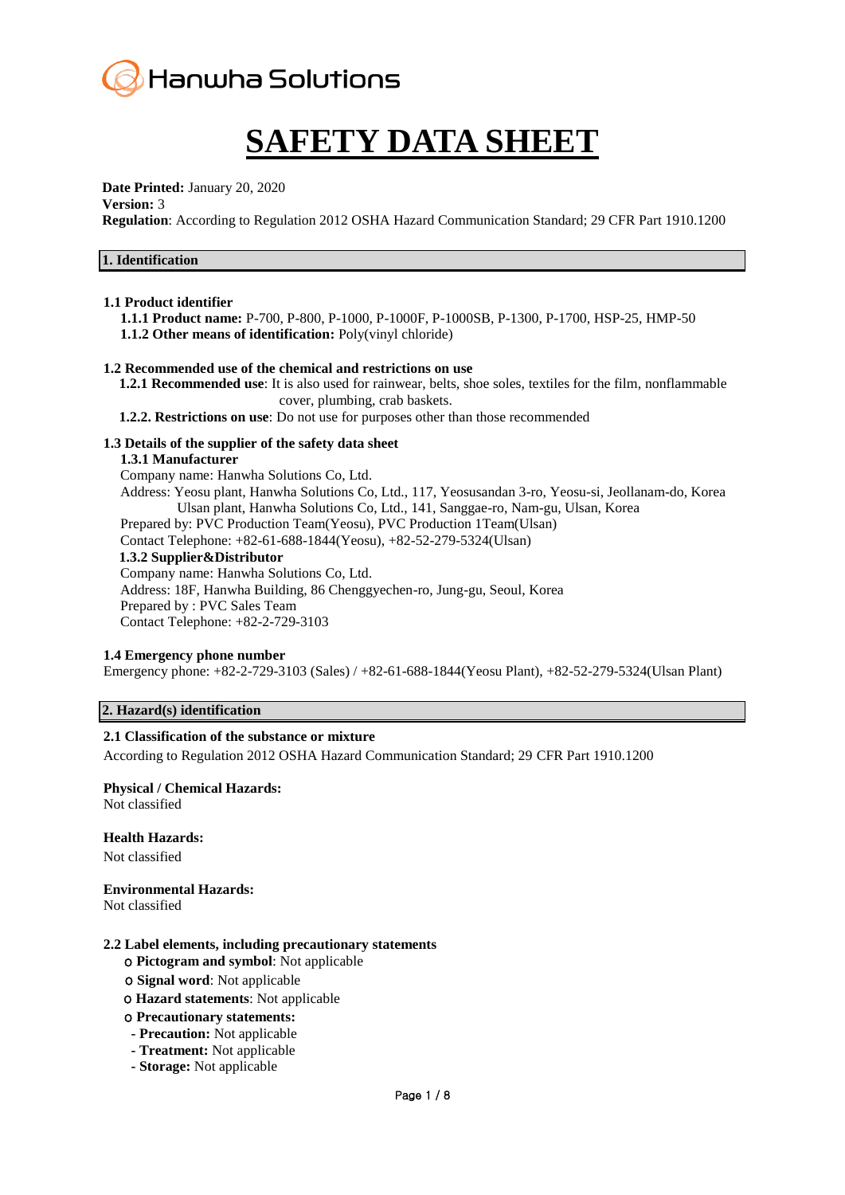Hanwha Solutions

# SAFETY DATA SHEET

**Date Printed:** January 20, 2020
**Version:** 3
**Regulation**: According to Regulation 2012 OSHA Hazard Communication Standard; 29 CFR Part 1910.1200

## 1. Identification

### 1.1 Product identifier

**1.1.1 Product name:** P-700, P-800, P-1000, P-1000F, P-1000SB, P-1300, P-1700, HSP-25, HMP-50
**1.1.2 Other means of identification:** Poly(vinyl chloride)

### 1.2 Recommended use of the chemical and restrictions on use

**1.2.1 Recommended use**: It is also used for rainwear, belts, shoe soles, textiles for the film, nonflammable cover, plumbing, crab baskets.
**1.2.2. Restrictions on use**: Do not use for purposes other than those recommended

### 1.3 Details of the supplier of the safety data sheet

**1.3.1 Manufacturer**
Company name: Hanwha Solutions Co, Ltd.
Address: Yeosu plant, Hanwha Solutions Co, Ltd., 117, Yeosusandan 3-ro, Yeosu-si, Jeollanam-do, Korea
Ulsan plant, Hanwha Solutions Co, Ltd., 141, Sanggae-ro, Nam-gu, Ulsan, Korea
Prepared by: PVC Production Team(Yeosu), PVC Production 1Team(Ulsan)
Contact Telephone: +82-61-688-1844(Yeosu), +82-52-279-5324(Ulsan)

**1.3.2 Supplier&Distributor**
Company name: Hanwha Solutions Co, Ltd.
Address: 18F, Hanwha Building, 86 Chenggyechen-ro, Jung-gu, Seoul, Korea
Prepared by : PVC Sales Team
Contact Telephone: +82-2-729-3103

### 1.4 Emergency phone number

Emergency phone: +82-2-729-3103 (Sales) / +82-61-688-1844(Yeosu Plant), +82-52-279-5324(Ulsan Plant)

## 2. Hazard(s) identification

### 2.1 Classification of the substance or mixture

According to Regulation 2012 OSHA Hazard Communication Standard; 29 CFR Part 1910.1200

**Physical / Chemical Hazards:**
Not classified

**Health Hazards:**
Not classified

**Environmental Hazards:**
Not classified

### 2.2 Label elements, including precautionary statements

- **Pictogram and symbol**: Not applicable
- **Signal word**: Not applicable
- **Hazard statements**: Not applicable
- **Precautionary statements:**
  - **Precaution:** Not applicable
  - **Treatment:** Not applicable
  - **Storage:** Not applicable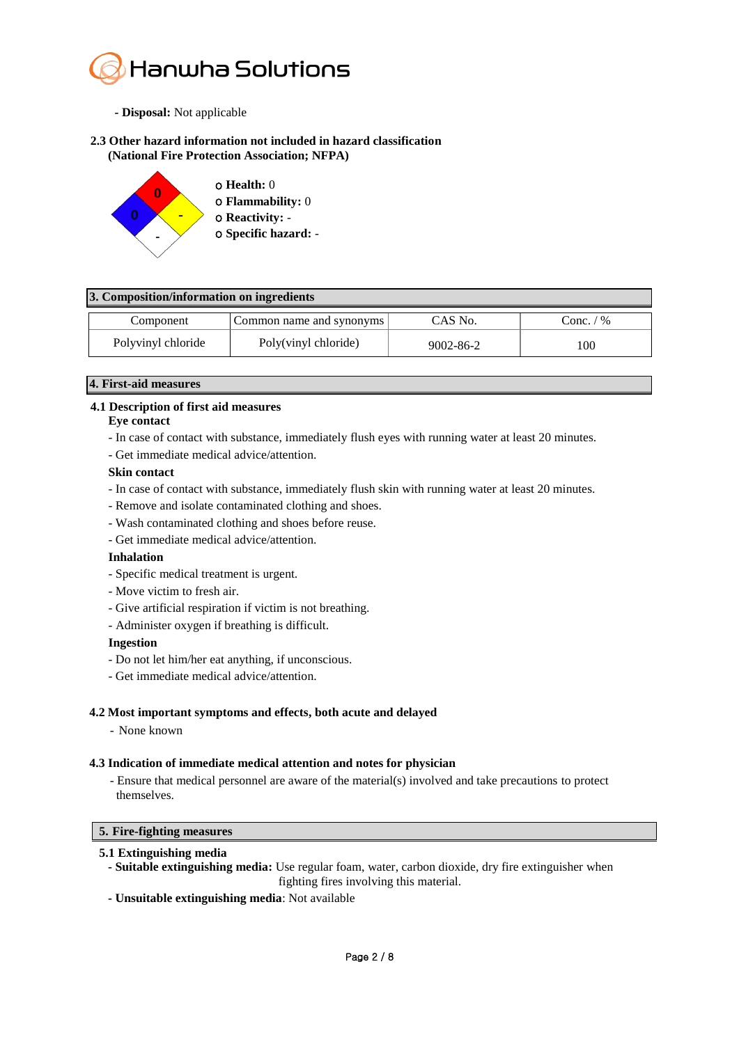- **Disposal:** Not applicable

### 2.3 Other hazard information not included in hazard classification (National Fire Protection Association; NFPA)

- ㅇ **Health:** 0
- ㅇ **Flammability:** 0
- ㅇ **Reactivity:** -
- ㅇ **Specific hazard:** -

## 3. Composition/information on ingredients

| Component | Common name and synonyms | CAS No. | Conc. / % |
|---|---|---|---|
| Polyvinyl chloride | Poly(vinyl chloride) | 9002-86-2 | 100 |

## 4. First-aid measures

### 4.1 Description of first aid measures

**Eye contact**

- In case of contact with substance, immediately flush eyes with running water at least 20 minutes.
- Get immediate medical advice/attention.

**Skin contact**

- In case of contact with substance, immediately flush skin with running water at least 20 minutes.
- Remove and isolate contaminated clothing and shoes.
- Wash contaminated clothing and shoes before reuse.
- Get immediate medical advice/attention.

**Inhalation**

- Specific medical treatment is urgent.
- Move victim to fresh air.
- Give artificial respiration if victim is not breathing.
- Administer oxygen if breathing is difficult.

**Ingestion**

- Do not let him/her eat anything, if unconscious.
- Get immediate medical advice/attention.

### 4.2 Most important symptoms and effects, both acute and delayed

- None known

### 4.3 Indication of immediate medical attention and notes for physician

- Ensure that medical personnel are aware of the material(s) involved and take precautions to protect themselves.

## 5. Fire-fighting measures

### 5.1 Extinguishing media

- **Suitable extinguishing media:** Use regular foam, water, carbon dioxide, dry fire extinguisher when fighting fires involving this material.
- **Unsuitable extinguishing media**: Not available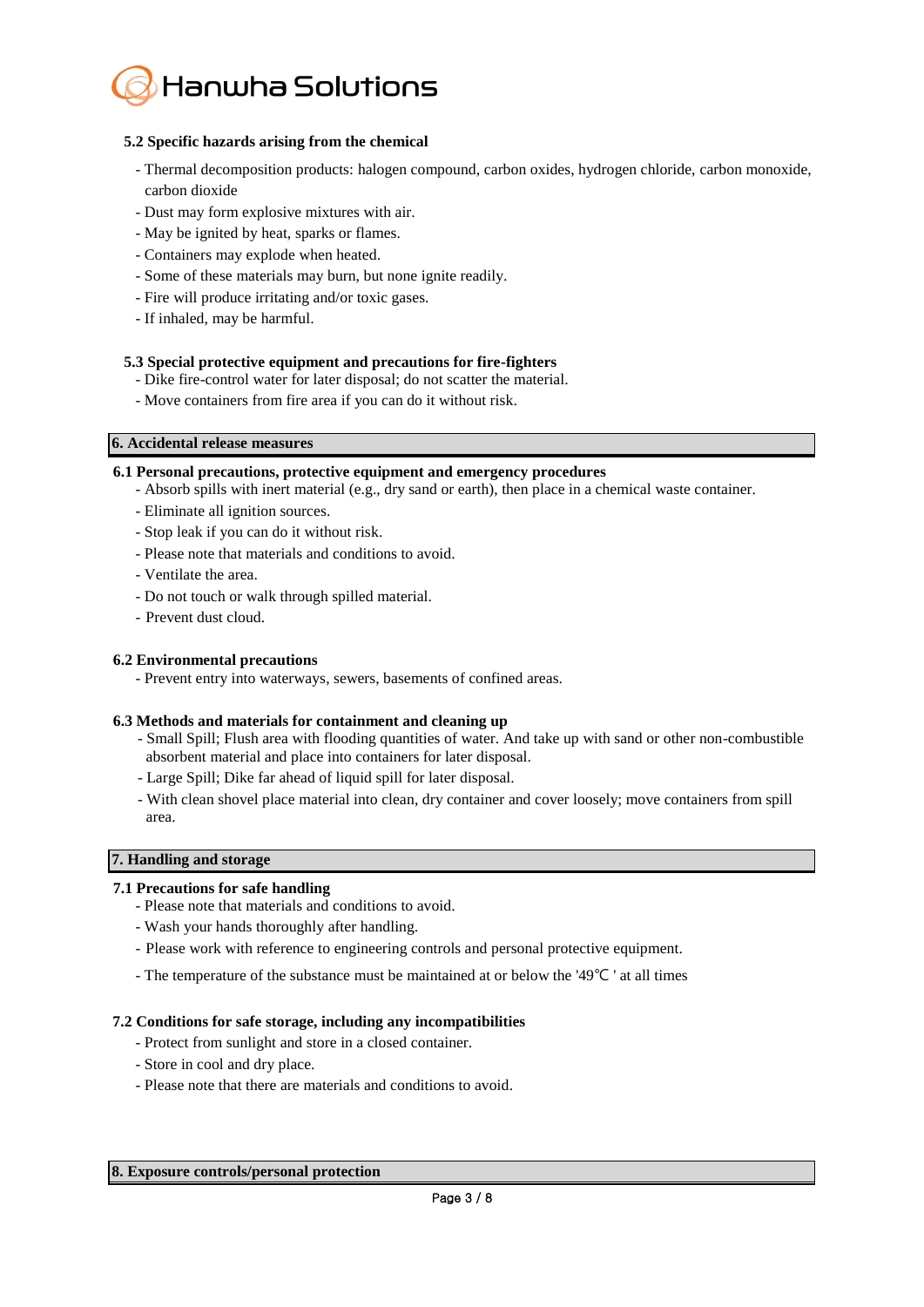### 5.2 Specific hazards arising from the chemical

- Thermal decomposition products: halogen compound, carbon oxides, hydrogen chloride, carbon monoxide, carbon dioxide
- Dust may form explosive mixtures with air.
- May be ignited by heat, sparks or flames.
- Containers may explode when heated.
- Some of these materials may burn, but none ignite readily.
- Fire will produce irritating and/or toxic gases.
- If inhaled, may be harmful.

### 5.3 Special protective equipment and precautions for fire-fighters

- Dike fire-control water for later disposal; do not scatter the material.
- Move containers from fire area if you can do it without risk.

## 6. Accidental release measures

### 6.1 Personal precautions, protective equipment and emergency procedures

- Absorb spills with inert material (e.g., dry sand or earth), then place in a chemical waste container.
- Eliminate all ignition sources.
- Stop leak if you can do it without risk.
- Please note that materials and conditions to avoid.
- Ventilate the area.
- Do not touch or walk through spilled material.
- Prevent dust cloud.

### 6.2 Environmental precautions

- Prevent entry into waterways, sewers, basements of confined areas.

### 6.3 Methods and materials for containment and cleaning up

- Small Spill; Flush area with flooding quantities of water. And take up with sand or other non-combustible absorbent material and place into containers for later disposal.
- Large Spill; Dike far ahead of liquid spill for later disposal.
- With clean shovel place material into clean, dry container and cover loosely; move containers from spill area.

## 7. Handling and storage

### 7.1 Precautions for safe handling

- Please note that materials and conditions to avoid.
- Wash your hands thoroughly after handling.
- Please work with reference to engineering controls and personal protective equipment.
- The temperature of the substance must be maintained at or below the '49℃ ' at all times

### 7.2 Conditions for safe storage, including any incompatibilities

- Protect from sunlight and store in a closed container.
- Store in cool and dry place.
- Please note that there are materials and conditions to avoid.

## 8. Exposure controls/personal protection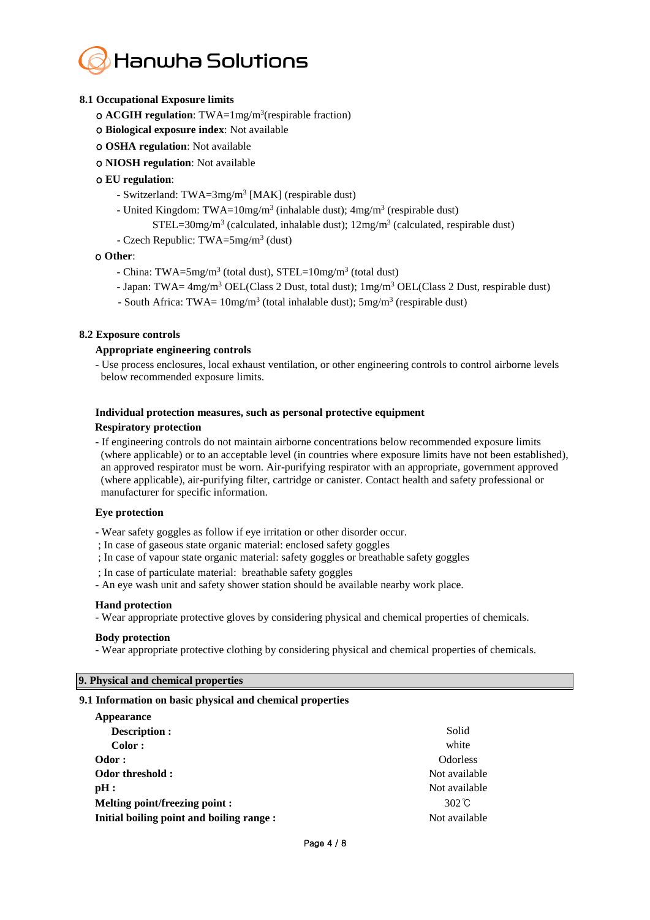### 8.1 Occupational Exposure limits

- **ACGIH regulation**: TWA=1mg/$m^3$(respirable fraction)
- **Biological exposure index**: Not available
- **OSHA regulation**: Not available
- **NIOSH regulation**: Not available
- **EU regulation**:
  - Switzerland: TWA=3mg/$m^3$ [MAK] (respirable dust)
  - United Kingdom: TWA=10mg/$m^3$ (inhalable dust); 4mg/$m^3$ (respirable dust)
    STEL=30mg/$m^3$ (calculated, inhalable dust); 12mg/$m^3$ (calculated, respirable dust)
  - Czech Republic: TWA=5mg/$m^3$ (dust)
- **Other**:
  - China: TWA=5mg/$m^3$ (total dust), STEL=10mg/$m^3$ (total dust)
  - Japan: TWA= 4mg/$m^3$ OEL(Class 2 Dust, total dust); 1mg/$m^3$ OEL(Class 2 Dust, respirable dust)
  - South Africa: TWA= 10mg/$m^3$ (total inhalable dust); 5mg/$m^3$ (respirable dust)

### 8.2 Exposure controls

**Appropriate engineering controls**

- Use process enclosures, local exhaust ventilation, or other engineering controls to control airborne levels below recommended exposure limits.

**Individual protection measures, such as personal protective equipment**

**Respiratory protection**

- If engineering controls do not maintain airborne concentrations below recommended exposure limits (where applicable) or to an acceptable level (in countries where exposure limits have not been established), an approved respirator must be worn. Air-purifying respirator with an appropriate, government approved (where applicable), air-purifying filter, cartridge or canister. Contact health and safety professional or manufacturer for specific information.

**Eye protection**

- Wear safety goggles as follow if eye irritation or other disorder occur.
  ; In case of gaseous state organic material: enclosed safety goggles
  ; In case of vapour state organic material: safety goggles or breathable safety goggles
  ; In case of particulate material: breathable safety goggles
- An eye wash unit and safety shower station should be available nearby work place.

**Hand protection**

- Wear appropriate protective gloves by considering physical and chemical properties of chemicals.

**Body protection**

- Wear appropriate protective clothing by considering physical and chemical properties of chemicals.

## 9. Physical and chemical properties

### 9.1 Information on basic physical and chemical properties

**Appearance**

| Property | Value |
|---|---|
| **Description :** | Solid |
| **Color :** | white |
| **Odor :** | Odorless |
| **Odor threshold :** | Not available |
| **pH :** | Not available |
| **Melting point/freezing point :** | 302℃ |
| **Initial boiling point and boiling range :** | Not available |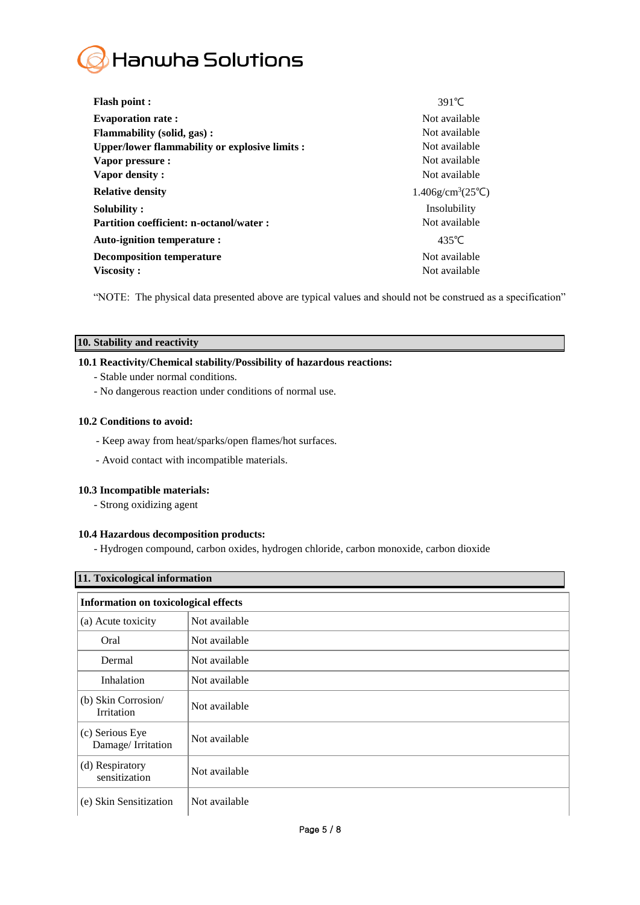| | |
|---|---|
| **Flash point :** | 391℃ |
| **Evaporation rate :** | Not available |
| **Flammability (solid, gas) :** | Not available |
| **Upper/lower flammability or explosive limits :** | Not available |
| **Vapor pressure :** | Not available |
| **Vapor density :** | Not available |
| **Relative density** | 1.406g/$cm^3$(25℃) |
| **Solubility :** | Insolubility |
| **Partition coefficient: n-octanol/water :** | Not available |
| **Auto-ignition temperature :** | 435℃ |
| **Decomposition temperature** | Not available |
| **Viscosity :** | Not available |

"NOTE: The physical data presented above are typical values and should not be construed as a specification"

## 10. Stability and reactivity

**10.1 Reactivity/Chemical stability/Possibility of hazardous reactions:**

- Stable under normal conditions.
- No dangerous reaction under conditions of normal use.

**10.2 Conditions to avoid:**

- Keep away from heat/sparks/open flames/hot surfaces.
- Avoid contact with incompatible materials.

**10.3 Incompatible materials:**

- Strong oxidizing agent

**10.4 Hazardous decomposition products:**

- Hydrogen compound, carbon oxides, hydrogen chloride, carbon monoxide, carbon dioxide

## 11. Toxicological information

| **Information on toxicological effects** | |
|---|---|
| (a) Acute toxicity | Not available |
| Oral | Not available |
| Dermal | Not available |
| Inhalation | Not available |
| (b) Skin Corrosion/ Irritation | Not available |
| (c) Serious Eye Damage/ Irritation | Not available |
| (d) Respiratory sensitization | Not available |
| (e) Skin Sensitization | Not available |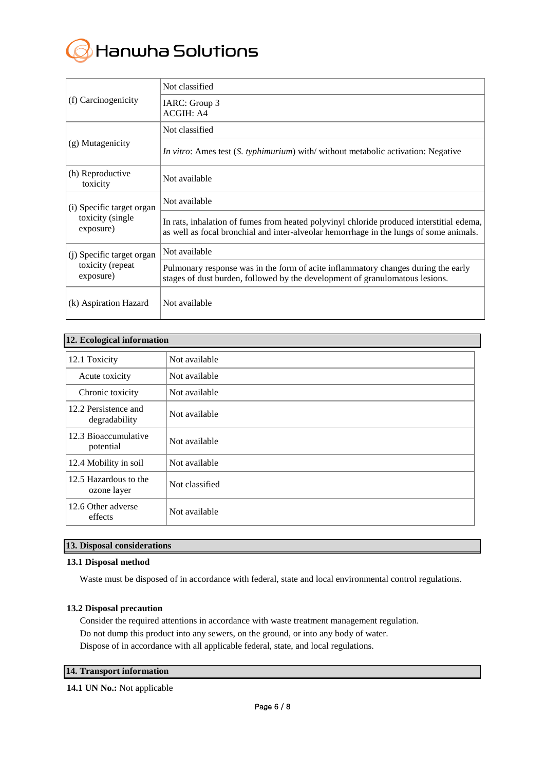| | |
|---|---|
| (f) Carcinogenicity | Not classified |
| | IARC: Group 3<br>ACGIH: A4 |
| (g) Mutagenicity | Not classified |
| | *In vitro*: Ames test (*S. typhimurium*) with/ without metabolic activation: Negative |
| (h) Reproductive toxicity | Not available |
| (i) Specific target organ toxicity (single exposure) | Not available |
| | In rats, inhalation of fumes from heated polyvinyl chloride produced interstitial edema, as well as focal bronchial and inter-alveolar hemorrhage in the lungs of some animals. |
| (j) Specific target organ toxicity (repeat exposure) | Not available |
| | Pulmonary response was in the form of acite inflammatory changes during the early stages of dust burden, followed by the development of granulomatous lesions. |
| (k) Aspiration Hazard | Not available |

## 12. Ecological information

| | |
|---|---|
| 12.1 Toxicity | Not available |
| Acute toxicity | Not available |
| Chronic toxicity | Not available |
| 12.2 Persistence and degradability | Not available |
| 12.3 Bioaccumulative potential | Not available |
| 12.4 Mobility in soil | Not available |
| 12.5 Hazardous to the ozone layer | Not classified |
| 12.6 Other adverse effects | Not available |

## 13. Disposal considerations

### 13.1 Disposal method

Waste must be disposed of in accordance with federal, state and local environmental control regulations.

### 13.2 Disposal precaution

Consider the required attentions in accordance with waste treatment management regulation.
Do not dump this product into any sewers, on the ground, or into any body of water.
Dispose of in accordance with all applicable federal, state, and local regulations.

## 14. Transport information

**14.1 UN No.:** Not applicable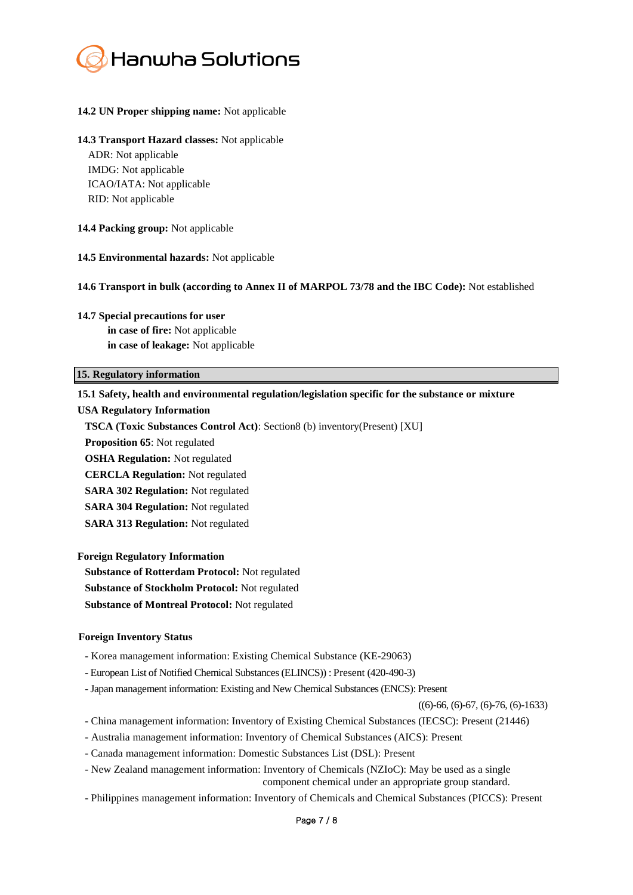**14.2 UN Proper shipping name:** Not applicable

**14.3 Transport Hazard classes:** Not applicable
ADR: Not applicable
IMDG: Not applicable
ICAO/IATA: Not applicable
RID: Not applicable

**14.4 Packing group:** Not applicable

**14.5 Environmental hazards:** Not applicable

**14.6 Transport in bulk (according to Annex II of MARPOL 73/78 and the IBC Code):** Not established

**14.7 Special precautions for user**
**in case of fire:** Not applicable
**in case of leakage:** Not applicable

## 15. Regulatory information

**15.1 Safety, health and environmental regulation/legislation specific for the substance or mixture**

**USA Regulatory Information**

**TSCA (Toxic Substances Control Act)**: Section8 (b) inventory(Present) [XU]
**Proposition 65**: Not regulated
**OSHA Regulation:** Not regulated
**CERCLA Regulation:** Not regulated
**SARA 302 Regulation:** Not regulated
**SARA 304 Regulation:** Not regulated
**SARA 313 Regulation:** Not regulated

**Foreign Regulatory Information**

**Substance of Rotterdam Protocol:** Not regulated
**Substance of Stockholm Protocol:** Not regulated
**Substance of Montreal Protocol:** Not regulated

**Foreign Inventory Status**

- Korea management information: Existing Chemical Substance (KE-29063)
- European List of Notified Chemical Substances (ELINCS)) : Present (420-490-3)
- Japan management information: Existing and New Chemical Substances (ENCS): Present ((6)-66, (6)-67, (6)-76, (6)-1633)
- China management information: Inventory of Existing Chemical Substances (IECSC): Present (21446)
- Australia management information: Inventory of Chemical Substances (AICS): Present
- Canada management information: Domestic Substances List (DSL): Present
- New Zealand management information: Inventory of Chemicals (NZIoC): May be used as a single component chemical under an appropriate group standard.
- Philippines management information: Inventory of Chemicals and Chemical Substances (PICCS): Present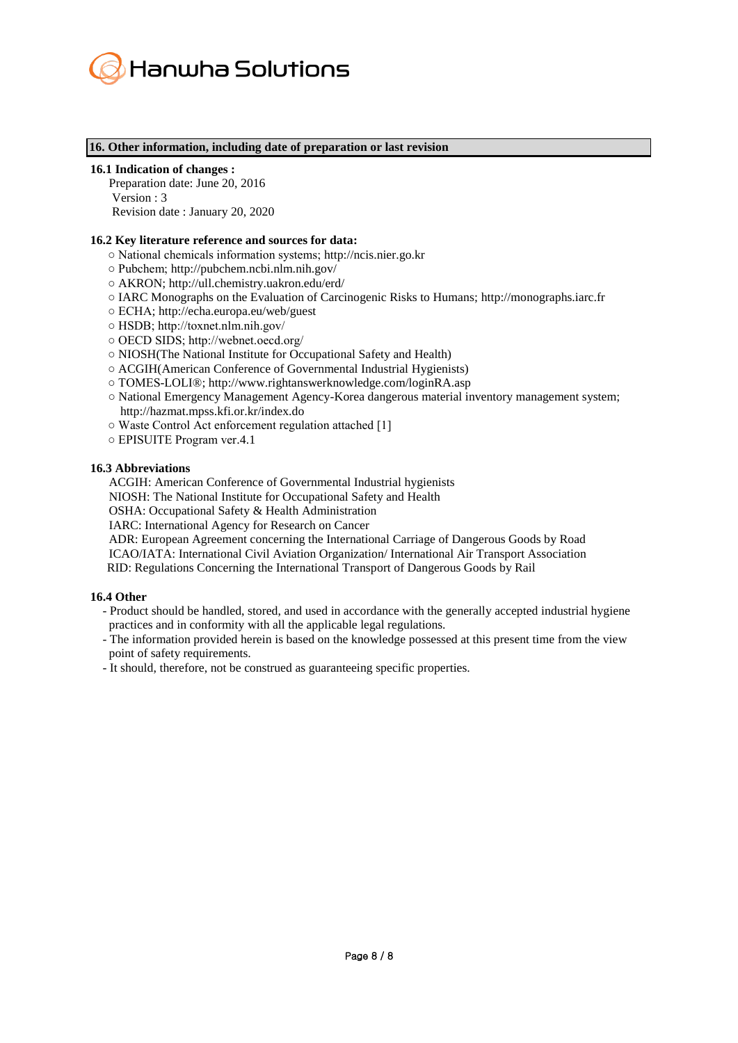## 16. Other information, including date of preparation or last revision

**16.1 Indication of changes :**

Preparation date: June 20, 2016
Version : 3
Revision date : January 20, 2020

**16.2 Key literature reference and sources for data:**

- ○ National chemicals information systems; http://ncis.nier.go.kr
- ○ Pubchem; http://pubchem.ncbi.nlm.nih.gov/
- ○ AKRON; http://ull.chemistry.uakron.edu/erd/
- ○ IARC Monographs on the Evaluation of Carcinogenic Risks to Humans; http://monographs.iarc.fr
- ○ ECHA; http://echa.europa.eu/web/guest
- ○ HSDB; http://toxnet.nlm.nih.gov/
- ○ OECD SIDS; http://webnet.oecd.org/
- ○ NIOSH(The National Institute for Occupational Safety and Health)
- ○ ACGIH(American Conference of Governmental Industrial Hygienists)
- ○ TOMES-LOLI®; http://www.rightanswerknowledge.com/loginRA.asp
- ○ National Emergency Management Agency-Korea dangerous material inventory management system; http://hazmat.mpss.kfi.or.kr/index.do
- ○ Waste Control Act enforcement regulation attached [1]
- ○ EPISUITE Program ver.4.1

**16.3 Abbreviations**

ACGIH: American Conference of Governmental Industrial hygienists
NIOSH: The National Institute for Occupational Safety and Health
OSHA: Occupational Safety & Health Administration
IARC: International Agency for Research on Cancer
ADR: European Agreement concerning the International Carriage of Dangerous Goods by Road
ICAO/IATA: International Civil Aviation Organization/ International Air Transport Association
RID: Regulations Concerning the International Transport of Dangerous Goods by Rail

**16.4 Other**

- Product should be handled, stored, and used in accordance with the generally accepted industrial hygiene practices and in conformity with all the applicable legal regulations.
- The information provided herein is based on the knowledge possessed at this present time from the view point of safety requirements.
- It should, therefore, not be construed as guaranteeing specific properties.